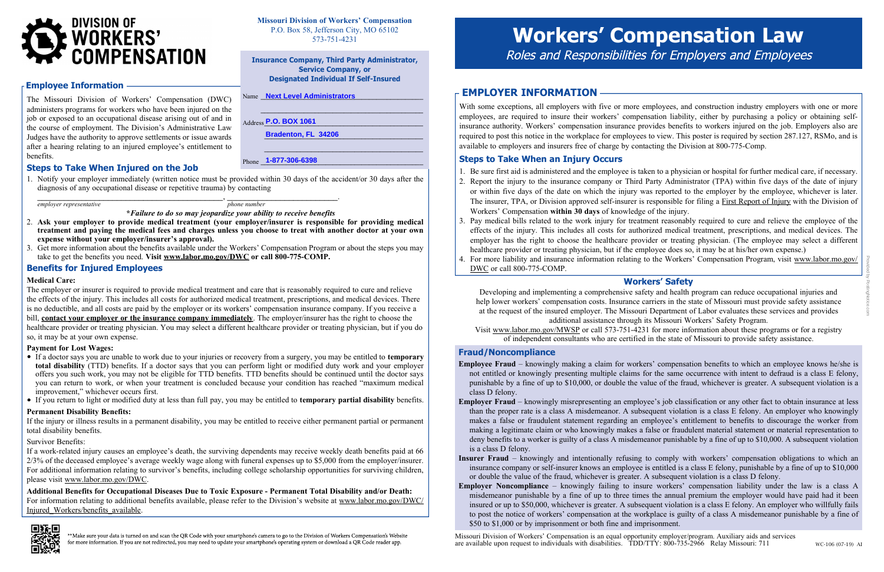# DIVISION OF WORKERS' COMPENSATION

**Missouri Division of Workers' Compensation**
P.O. Box 58, Jefferson City, MO 65102
573-751-4231

**Insurance Company, Third Party Administrator, Service Company, or Designated Individual If Self-Insured**

Name **Next Level Administrators**

Address **P.O. BOX 1061**
**Bradenton, FL 34206**

Phone **1-877-306-6398**

## Employee Information

The Missouri Division of Workers' Compensation (DWC) administers programs for workers who have been injured on the job or exposed to an occupational disease arising out of and in the course of employment. The Division's Administrative Law Judges have the authority to approve settlements or issue awards after a hearing relating to an injured employee's entitlement to benefits.

### Steps to Take When Injured on the Job

1. Notify your employer immediately (written notice must be provided within 30 days of the accident/or 30 days after the diagnosis of any occupational disease or repetitive trauma) by contacting

   ______________________________, ____________________.
   *employer representative* *phone number*

   ***Failure to do so may jeopardize your ability to receive benefits***
2. **Ask your employer to provide medical treatment (your employer/insurer is responsible for providing medical treatment and paying the medical fees and charges unless you choose to treat with another doctor at your own expense without your employer/insurer's approval).**
3. Get more information about the benefits available under the Workers' Compensation Program or about the steps you may take to get the benefits you need. **Visit www.labor.mo.gov/DWC or call 800-775-COMP.**

### Benefits for Injured Employees

**Medical Care:**

The employer or insurer is required to provide medical treatment and care that is reasonably required to cure and relieve the effects of the injury. This includes all costs for authorized medical treatment, prescriptions, and medical devices. There is no deductible, and all costs are paid by the employer or its workers' compensation insurance company. If you receive a bill, **contact your employer or the insurance company immediately**. The employer/insurer has the right to choose the healthcare provider or treating physician. You may select a different healthcare provider or treating physician, but if you do so, it may be at your own expense.

**Payment for Lost Wages:**

- If a doctor says you are unable to work due to your injuries or recovery from a surgery, you may be entitled to **temporary total disability** (TTD) benefits. If a doctor says that you can perform light or modified duty work and your employer offers you such work, you may not be eligible for TTD benefits. TTD benefits should be continued until the doctor says you can return to work, or when your treatment is concluded because your condition has reached "maximum medical improvement," whichever occurs first.
- If you return to light or modified duty at less than full pay, you may be entitled to **temporary partial disability** benefits.

**Permanent Disability Benefits:**

If the injury or illness results in a permanent disability, you may be entitled to receive either permanent partial or permanent total disability benefits.

Survivor Benefits:

If a work-related injury causes an employee's death, the surviving dependents may receive weekly death benefits paid at 66 2/3% of the deceased employee's average weekly wage along with funeral expenses up to $5,000 from the employer/insurer. For additional information relating to survivor's benefits, including college scholarship opportunities for surviving children, please visit www.labor.mo.gov/DWC.

**Additional Benefits for Occupational Diseases Due to Toxic Exposure - Permanent Total Disability and/or Death:**
For information relating to additional benefits available, please refer to the Division's website at www.labor.mo.gov/DWC/Injured_Workers/benefits_available.

**Make sure your data is turned on and scan the QR Code with your smartphone's camera to go to the Division of Workers Compensation's Website for more information. If you are not redirected, you may need to update your smartphone's operating system or download a QR Code reader app.

# Workers' Compensation Law

*Roles and Responsibilities for Employers and Employees*

## EMPLOYER INFORMATION

With some exceptions, all employers with five or more employees, and construction industry employers with one or more employees, are required to insure their workers' compensation liability, either by purchasing a policy or obtaining self-insurance authority. Workers' compensation insurance provides benefits to workers injured on the job. Employers also are required to post this notice in the workplace for employees to view. This poster is required by section 287.127, RSMo, and is available to employers and insurers free of charge by contacting the Division at 800-775-Comp.

### Steps to Take When an Injury Occurs

1. Be sure first aid is administered and the employee is taken to a physician or hospital for further medical care, if necessary.
2. Report the injury to the insurance company or Third Party Administrator (TPA) within five days of the date of injury or within five days of the date on which the injury was reported to the employer by the employee, whichever is later. The insurer, TPA, or Division approved self-insurer is responsible for filing a First Report of Injury with the Division of Workers' Compensation **within 30 days** of knowledge of the injury.
3. Pay medical bills related to the work injury for treatment reasonably required to cure and relieve the employee of the effects of the injury. This includes all costs for authorized medical treatment, prescriptions, and medical devices. The employer has the right to choose the healthcare provider or treating physician. (The employee may select a different healthcare provider or treating physician, but if the employee does so, it may be at his/her own expense.)
4. For more liability and insurance information relating to the Workers' Compensation Program, visit www.labor.mo.gov/DWC or call 800-775-COMP.

### Workers' Safety

Developing and implementing a comprehensive safety and health program can reduce occupational injuries and help lower workers' compensation costs. Insurance carriers in the state of Missouri must provide safety assistance at the request of the insured employer. The Missouri Department of Labor evaluates these services and provides additional assistance through its Missouri Workers' Safety Program.

Visit www.labor.mo.gov/MWSP or call 573-751-4231 for more information about these programs or for a registry of independent consultants who are certified in the state of Missouri to provide safety assistance.

### Fraud/Noncompliance

**Employee Fraud** – knowingly making a claim for workers' compensation benefits to which an employee knows he/she is not entitled or knowingly presenting multiple claims for the same occurrence with intent to defraud is a class E felony, punishable by a fine of up to $10,000, or double the value of the fraud, whichever is greater. A subsequent violation is a class D felony.

**Employer Fraud** – knowingly misrepresenting an employee's job classification or any other fact to obtain insurance at less than the proper rate is a class A misdemeanor. A subsequent violation is a class E felony. An employer who knowingly makes a false or fraudulent statement regarding an employee's entitlement to benefits to discourage the worker from making a legitimate claim or who knowingly makes a false or fraudulent material statement or material representation to deny benefits to a worker is guilty of a class A misdemeanor punishable by a fine of up to $10,000. A subsequent violation is a class D felony.

**Insurer Fraud** – knowingly and intentionally refusing to comply with workers' compensation obligations to which an insurance company or self-insurer knows an employee is entitled is a class E felony, punishable by a fine of up to $10,000 or double the value of the fraud, whichever is greater. A subsequent violation is a class D felony.

**Employer Noncompliance** – knowingly failing to insure workers' compensation liability under the law is a class A misdemeanor punishable by a fine of up to three times the annual premium the employer would have paid had it been insured or up to $50,000, whichever is greater. A subsequent violation is a class E felony. An employer who willfully fails to post the notice of workers' compensation at the workplace is guilty of a class A misdemeanor punishable by a fine of $50 to $1,000 or by imprisonment or both fine and imprisonment.

Missouri Division of Workers' Compensation is an equal opportunity employer/program. Auxiliary aids and services are available upon request to individuals with disabilities. TDD/TTY: 800-735-2966 Relay Missouri: 711

WC-106 (07-19) AI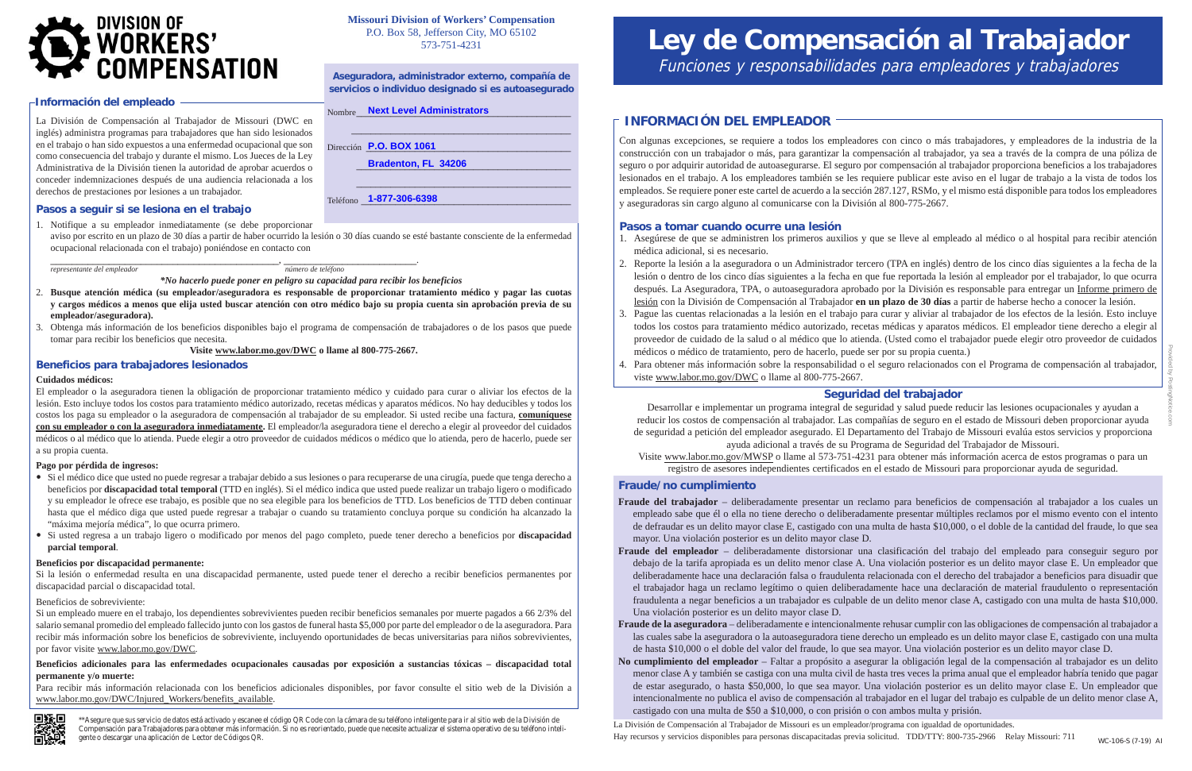# DIVISION OF WORKERS' COMPENSATION

**Missouri Division of Workers' Compensation**
P.O. Box 58, Jefferson City, MO 65102
573-751-4231

**Aseguradora, administrador externo, compañía de servicios o individuo designado si es autoasegurado**

Nombre **Next Level Administrators**

Dirección **P.O. BOX 1061**
**Bradenton, FL 34206**

Teléfono **1-877-306-6398**

## Información del empleado

La División de Compensación al Trabajador de Missouri (DWC en inglés) administra programas para trabajadores que han sido lesionados en el trabajo o han sido expuestos a una enfermedad ocupacional que son como consecuencia del trabajo y durante el mismo. Los Jueces de la Ley Administrativa de la División tienen la autoridad de aprobar acuerdos o conceder indemnizaciones después de una audiencia relacionada a los derechos de prestaciones por lesiones a un trabajador.

### Pasos a seguir si se lesiona en el trabajo

1. Notifique a su empleador inmediatamente (se debe proporcionar aviso por escrito en un plazo de 30 días a partir de haber ocurrido la lesión o 30 días cuando se esté bastante consciente de la enfermedad ocupacional relacionada con el trabajo) poniéndose en contacto con

   ______________________________, ____________________.
   *representante del empleador* *número de teléfono*

   ***No hacerlo puede poner en peligro su capacidad para recibir los beneficios***

2. **Busque atención médica (su empleador/aseguradora es responsable de proporcionar tratamiento médico y pagar las cuotas y cargos médicos a menos que elija usted buscar atención con otro médico bajo su propia cuenta sin aprobación previa de su empleador/aseguradora).**
3. Obtenga más información de los beneficios disponibles bajo el programa de compensación de trabajadores o de los pasos que usted tomar para recibir los beneficios que necesita.

   **Visite www.labor.mo.gov/DWC o llame al 800-775-2667.**

### Beneficios para trabajadores lesionados

**Cuidados médicos:**

El empleador o la aseguradora tienen la obligación de proporcionar tratamiento médico y cuidado para curar o aliviar los efectos de la lesión. Esto incluye todos los costos para tratamiento médico autorizado, recetas médicas y aparatos médicos. No hay deducibles y todos los costos los paga su empleador o la aseguradora de compensación al trabajador de su empleador. Si usted recibe una factura, **comuníquese con su empleador o con la aseguradora inmediatamente.** El empleador/la aseguradora tiene el derecho a elegir al proveedor del cuidados médicos o al médico que lo atienda. Puede elegir a otro proveedor de cuidados médicos o médico que lo atienda, pero de hacerlo, será a su propia cuenta.

**Pago por pérdida de ingresos:**

- Si el médico dice que usted no puede regresar a trabajar debido a sus lesiones o para recuperarse de una cirugía, puede que tenga derecho a beneficios por **discapacidad total temporal** (TTD en inglés). Si el médico indica que usted puede realizar un trabajo ligero o modificado y su empleador le ofrece ese trabajo, es posible que no sea elegible para los beneficios de TTD. Los beneficios de TTD deben continuar hasta que el médico diga que usted puede regresar a trabajar o cuando su tratamiento concluya porque su condición ha alcanzado la "máxima mejoría médica", lo que ocurra primero.
- Si usted regresa a un trabajo ligero o modificado por menos del pago completo, puede tener derecho a beneficios por **discapacidad parcial temporal**.

**Beneficios por discapacidad permanente:**

Si la lesión o enfermedad resulta en una discapacidad permanente, usted puede tener el derecho a recibir beneficios permanentes por discapacidad parcial o discapacidad total.

Beneficios de sobreviviente:

Si un empleado muere en el trabajo, los dependientes sobrevivientes pueden recibir beneficios semanales por muerte pagados a 66 2/3% del salario semanal promedio del empleado fallecido junto con los gastos de funeral hasta $5,000 por parte del empleador o de la aseguradora. Para recibir más información sobre los beneficios de sobreviviente, incluyendo oportunidades de becas universitarias para niños sobrevivientes, por favor visite www.labor.mo.gov/DWC.

**Beneficios adicionales para las enfermedades ocupacionales causadas por exposición a sustancias tóxicas – discapacidad total permanente y/o muerte:**

Para recibir más información relacionada con los beneficios adicionales disponibles, por favor consulte el sitio web de la División a www.labor.mo.gov/DWC/Injured_Workers/benefits_available.

**Asegure que sus servicio de datos está activado y escanee el código QR Code con la cámara de su teléfono inteligente para ir al sitio web de la División de Compensación para Trabajadores para obtener más información. Si no es reorientado, puede que necesite actualizar el sistema operativo de su teléfono inteligente o descargar una aplicación de Lector de Códigos QR.

# Ley de Compensación al Trabajador

*Funciones y responsabilidades para empleadores y trabajadores*

## INFORMACIÓN DEL EMPLEADOR

Con algunas excepciones, se requiere a todos los empleadores con cinco o más trabajadores, y empleadores de la industria de la construcción con un trabajador o más, para garantizar la compensación al trabajador, ya sea a través de la compra de una póliza de seguro o por adquirir autoridad de autoasegurarse. El seguro por compensación al trabajador proporciona beneficios a los trabajadores lesionados en el trabajo. A los empleadores también se les requiere publicar este aviso en el lugar de trabajo a la vista de todos los empleados. Se requiere poner este cartel de acuerdo a la sección 287.127, RSMo, y el mismo está disponible para todos los empleadores y aseguradoras sin cargo alguno al comunicarse con la División al 800-775-2667.

### Pasos a tomar cuando ocurre una lesión

1. Asegúrese de que se administren los primeros auxilios y de que se lleve al empleado al médico o al hospital para recibir atención médica adicional, si es necesario.
2. Reporte la lesión a la aseguradora o un Administrador tercero (TPA en inglés) dentro de los cinco días siguientes a la fecha de la lesión o dentro de los cinco días siguientes a la fecha en que fue reportada la lesión al empleador por el trabajador, lo que ocurra después. La Aseguradora, TPA, o autoaseguradora aprobado por la División es responsable para entregar un Informe primero de lesión con la División de Compensación al Trabajador **en un plazo de 30 días** a partir de haberse hecho a conocer la lesión.
3. Pague las cuentas relacionadas a la lesión en el trabajo para curar y aliviar al trabajador de los efectos de la lesión. Esto incluye todos los costos para tratamiento médico autorizado, recetas médicas y aparatos médicos. El empleador tiene derecho a elegir al proveedor de cuidado de la salud o al médico que lo atienda. (Usted como el trabajador puede elegir otro proveedor de cuidados médicos o médico de tratamiento, pero de hacerlo, puede ser por su propia cuenta.)
4. Para obtener más información sobre la responsabilidad o el seguro relacionados con el Programa de compensación al trabajador, viste www.labor.mo.gov/DWC o llame al 800-775-2667.

### Seguridad del trabajador

Desarrollar e implementar un programa integral de seguridad y salud puede reducir las lesiones ocupacionales y ayudan a reducir los costos de compensación al trabajador. Las compañías de seguro en el estado de Missouri deben proporcionar ayuda de seguridad a petición del empleador asegurado. El Departamento del Trabajo de Missouri evalúa estos servicios y proporciona ayuda adicional a través de su Programa de Seguridad del Trabajador de Missouri.

Visite www.labor.mo.gov/MWSP o llame al 573-751-4231 para obtener más información acerca de estos programas o para un registro de asesores independientes certificados en el estado de Missouri para proporcionar ayuda de seguridad.

### Fraude/no cumplimiento

**Fraude del trabajador** – deliberadamente presentar un reclamo para beneficios de compensación al trabajador a los cuales un empleado sabe que él o ella no tiene derecho o deliberadamente presentar múltiples reclamos por el mismo evento con el intento de defraudar es un delito mayor clase E, castigado con una multa de hasta $10,000, o el doble de la cantidad del fraude, lo que sea mayor. Una violación posterior es un delito mayor clase D.

**Fraude del empleador** – deliberadamente distorsionar una clasificación del trabajo del empleado para conseguir seguro por debajo de la tarifa apropiada es un delito menor clase A. Una violación posterior es un delito mayor clase E. Un empleador que deliberadamente hace una declaración falsa o fraudulenta relacionada con el derecho del trabajador a beneficios para disuadir que el trabajador haga un reclamo legítimo o quien deliberadamente hace una declaración de material fraudulento o representación fraudulenta a negar beneficios a un trabajador es culpable de un delito menor clase A, castigado con una multa de hasta $10,000. Una violación posterior es un delito mayor clase D.

**Fraude de la aseguradora** – deliberadamente e intencionalmente rehusar cumplir con las obligaciones de compensación al trabajador a las cuales sabe la aseguradora o la autoaseguradora tiene derecho un empleado es un delito mayor clase E, castigado con una multa de hasta $10,000 o el doble el valor del fraude, lo que sea mayor. Una violación posterior es un delito mayor clase D.

**No cumplimiento del empleador** – Faltar a propósito a asegurar la obligación legal de la compensación al trabajador es un delito menor clase A y también se castiga con una multa civil de hasta tres veces la prima anual que el empleador habría tenido que pagar de estar asegurado, o hasta $50,000, lo que sea mayor. Una violación posterior es un delito mayor clase E. Un empleador que intencionalmente no publica el aviso de compensación al trabajador en el lugar del trabajo es culpable de un delito menor clase A, castigado con una multa de $50 a $10,000, o con prisión o con ambos multa y prisión.

La División de Compensación al Trabajador de Missouri es un empleador/programa con igualdad de oportunidades.
Hay recursos y servicios disponibles para personas discapacitadas previa solicitud. TDD/TTY: 800-735-2966 Relay Missouri: 711

WC-106-S (7-19) AI